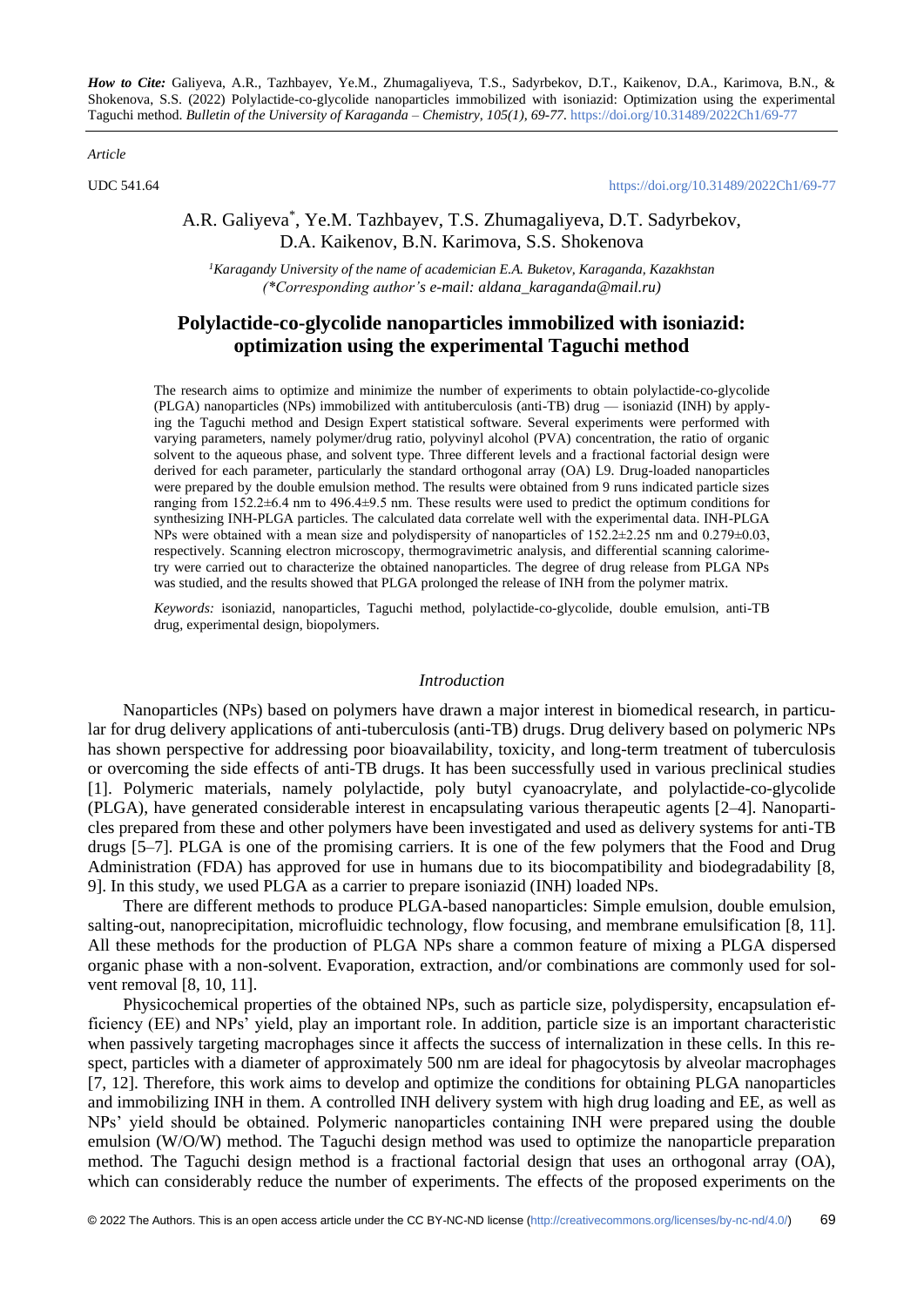*How to Cite:* Galiyeva, A.R., Tazhbayev, Ye.M., Zhumagaliyeva, T.S., Sadyrbekov, D.T., Kaikenov, D.A., Karimova, B.N., & Shokenova, S.S. (2022) Polylactide-co-glycolide nanoparticles immobilized with isoniazid: Optimization using the experimental Taguchi method. *Bulletin of the University of Karaganda – Chemistry, 105(1), 69-77.* https://doi.org/10.31489/2022Ch1/69-77

*Article*

UDC 541.64

https://doi.org/10.31489/2022Ch1/69-77

A.R. Galiyeva*, Ye.M. Tazhbayev, T.S. Zhumagaliyeva, D.T. Sadyrbekov, D.A. Kaikenov, B.N. Karimova, S.S. Shokenova

*[1]Karagandy University of the name of academician E.A. Buketov, Karaganda, Kazakhstan*
*(\*Corresponding author's e-mail: aldana_karaganda@mail.ru)*

# Polylactide-co-glycolide nanoparticles immobilized with isoniazid: optimization using the experimental Taguchi method

The research aims to optimize and minimize the number of experiments to obtain polylactide-co-glycolide (PLGA) nanoparticles (NPs) immobilized with antituberculosis (anti-TB) drug — isoniazid (INH) by applying the Taguchi method and Design Expert statistical software. Several experiments were performed with varying parameters, namely polymer/drug ratio, polyvinyl alcohol (PVA) concentration, the ratio of organic solvent to the aqueous phase, and solvent type. Three different levels and a fractional factorial design were derived for each parameter, particularly the standard orthogonal array (OA) L9. Drug-loaded nanoparticles were prepared by the double emulsion method. The results were obtained from 9 runs indicated particle sizes ranging from 152.2±6.4 nm to 496.4±9.5 nm. These results were used to predict the optimum conditions for synthesizing INH-PLGA particles. The calculated data correlate well with the experimental data. INH-PLGA NPs were obtained with a mean size and polydispersity of nanoparticles of 152.2±2.25 nm and 0.279±0.03, respectively. Scanning electron microscopy, thermogravimetric analysis, and differential scanning calorimetry were carried out to characterize the obtained nanoparticles. The degree of drug release from PLGA NPs was studied, and the results showed that PLGA prolonged the release of INH from the polymer matrix.

*Keywords:* isoniazid, nanoparticles, Taguchi method, polylactide-co-glycolide, double emulsion, anti-TB drug, experimental design, biopolymers.

## *Introduction*

Nanoparticles (NPs) based on polymers have drawn a major interest in biomedical research, in particular for drug delivery applications of anti-tuberculosis (anti-TB) drugs. Drug delivery based on polymeric NPs has shown perspective for addressing poor bioavailability, toxicity, and long-term treatment of tuberculosis or overcoming the side effects of anti-TB drugs. It has been successfully used in various preclinical studies [1]. Polymeric materials, namely polylactide, poly butyl cyanoacrylate, and polylactide-co-glycolide (PLGA), have generated considerable interest in encapsulating various therapeutic agents [2–4]. Nanoparticles prepared from these and other polymers have been investigated and used as delivery systems for anti-TB drugs [5–7]. PLGA is one of the promising carriers. It is one of the few polymers that the Food and Drug Administration (FDA) has approved for use in humans due to its biocompatibility and biodegradability [8, 9]. In this study, we used PLGA as a carrier to prepare isoniazid (INH) loaded NPs.

There are different methods to produce PLGA-based nanoparticles: Simple emulsion, double emulsion, salting-out, nanoprecipitation, microfluidic technology, flow focusing, and membrane emulsification [8, 11]. All these methods for the production of PLGA NPs share a common feature of mixing a PLGA dispersed organic phase with a non-solvent. Evaporation, extraction, and/or combinations are commonly used for solvent removal [8, 10, 11].

Physicochemical properties of the obtained NPs, such as particle size, polydispersity, encapsulation efficiency (EE) and NPs' yield, play an important role. In addition, particle size is an important characteristic when passively targeting macrophages since it affects the success of internalization in these cells. In this respect, particles with a diameter of approximately 500 nm are ideal for phagocytosis by alveolar macrophages [7, 12]. Therefore, this work aims to develop and optimize the conditions for obtaining PLGA nanoparticles and immobilizing INH in them. A controlled INH delivery system with high drug loading and EE, as well as NPs' yield should be obtained. Polymeric nanoparticles containing INH were prepared using the double emulsion (W/O/W) method. The Taguchi design method was used to optimize the nanoparticle preparation method. The Taguchi design method is a fractional factorial design that uses an orthogonal array (OA), which can considerably reduce the number of experiments. The effects of the proposed experiments on the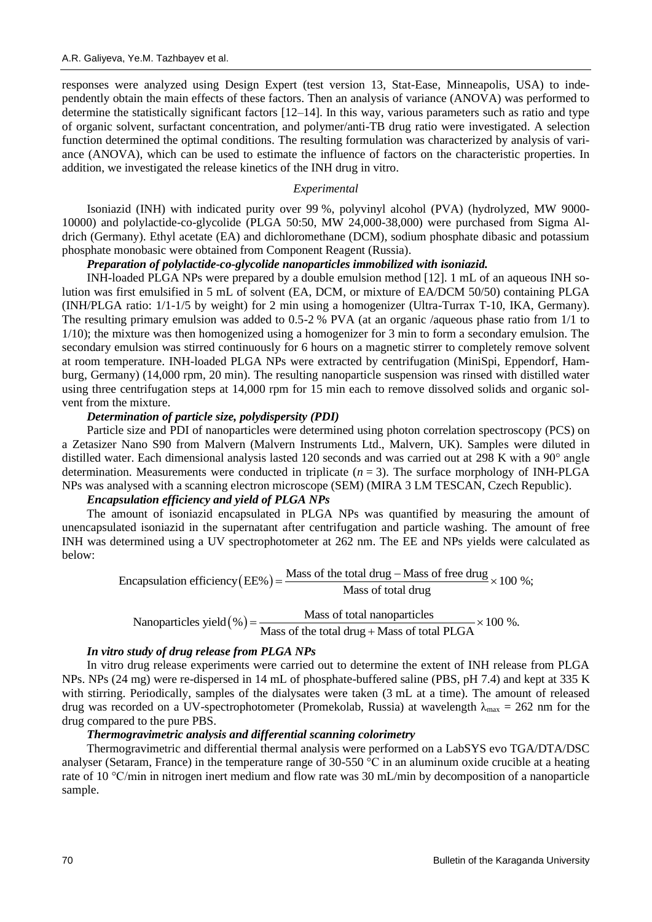responses were analyzed using Design Expert (test version 13, Stat-Ease, Minneapolis, USA) to independently obtain the main effects of these factors. Then an analysis of variance (ANOVA) was performed to determine the statistically significant factors [12–14]. In this way, various parameters such as ratio and type of organic solvent, surfactant concentration, and polymer/anti-TB drug ratio were investigated. A selection function determined the optimal conditions. The resulting formulation was characterized by analysis of variance (ANOVA), which can be used to estimate the influence of factors on the characteristic properties. In addition, we investigated the release kinetics of the INH drug in vitro.

## *Experimental*

Isoniazid (INH) with indicated purity over 99 %, polyvinyl alcohol (PVA) (hydrolyzed, MW 9000-10000) and polylactide-co-glycolide (PLGA 50:50, MW 24,000-38,000) were purchased from Sigma Aldrich (Germany). Ethyl acetate (EA) and dichloromethane (DCM), sodium phosphate dibasic and potassium phosphate monobasic were obtained from Component Reagent (Russia).

***Preparation of polylactide-co-glycolide nanoparticles immobilized with isoniazid.***

INH-loaded PLGA NPs were prepared by a double emulsion method [12]. 1 mL of an aqueous INH solution was first emulsified in 5 mL of solvent (EA, DCM, or mixture of EA/DCM 50/50) containing PLGA (INH/PLGA ratio: 1/1-1/5 by weight) for 2 min using a homogenizer (Ultra-Turrax T-10, IKA, Germany). The resulting primary emulsion was added to 0.5-2 % PVA (at an organic /aqueous phase ratio from 1/1 to 1/10); the mixture was then homogenized using a homogenizer for 3 min to form a secondary emulsion. The secondary emulsion was stirred continuously for 6 hours on a magnetic stirrer to completely remove solvent at room temperature. INH-loaded PLGA NPs were extracted by centrifugation (MiniSpi, Eppendorf, Hamburg, Germany) (14,000 rpm, 20 min). The resulting nanoparticle suspension was rinsed with distilled water using three centrifugation steps at 14,000 rpm for 15 min each to remove dissolved solids and organic solvent from the mixture.

***Determination of particle size, polydispersity (PDI)***

Particle size and PDI of nanoparticles were determined using photon correlation spectroscopy (PCS) on a Zetasizer Nano S90 from Malvern (Malvern Instruments Ltd., Malvern, UK). Samples were diluted in distilled water. Each dimensional analysis lasted 120 seconds and was carried out at 298 K with a 90° angle determination. Measurements were conducted in triplicate ($n = 3$). The surface morphology of INH-PLGA NPs was analysed with a scanning electron microscope (SEM) (MIRA 3 LM TESCAN, Czech Republic).

***Encapsulation efficiency and yield of PLGA NPs***

The amount of isoniazid encapsulated in PLGA NPs was quantified by measuring the amount of unencapsulated isoniazid in the supernatant after centrifugation and particle washing. The amount of free INH was determined using a UV spectrophotometer at 262 nm. The EE and NPs yields were calculated as below:

$$\text{Encapsulation efficiency}(\text{EE}\%) = \frac{\text{Mass of the total drug} - \text{Mass of free drug}}{\text{Mass of total drug}} \times 100\ \%;$$

$$\text{Nanoparticles yield}(\%) = \frac{\text{Mass of total nanoparticles}}{\text{Mass of the total drug} + \text{Mass of total PLGA}} \times 100\ \%.$$

***In vitro study of drug release from PLGA NPs***

In vitro drug release experiments were carried out to determine the extent of INH release from PLGA NPs. NPs (24 mg) were re-dispersed in 14 mL of phosphate-buffered saline (PBS, pH 7.4) and kept at 335 K with stirring. Periodically, samples of the dialysates were taken (3 mL at a time). The amount of released drug was recorded on a UV-spectrophotometer (Promekolab, Russia) at wavelength $\lambda_{max} = 262$ nm for the drug compared to the pure PBS.

***Thermogravimetric analysis and differential scanning colorimetry***

Thermogravimetric and differential thermal analysis were performed on a LabSYS evo TGA/DTA/DSC analyser (Setaram, France) in the temperature range of 30-550 °C in an aluminum oxide crucible at a heating rate of 10 °C/min in nitrogen inert medium and flow rate was 30 mL/min by decomposition of a nanoparticle sample.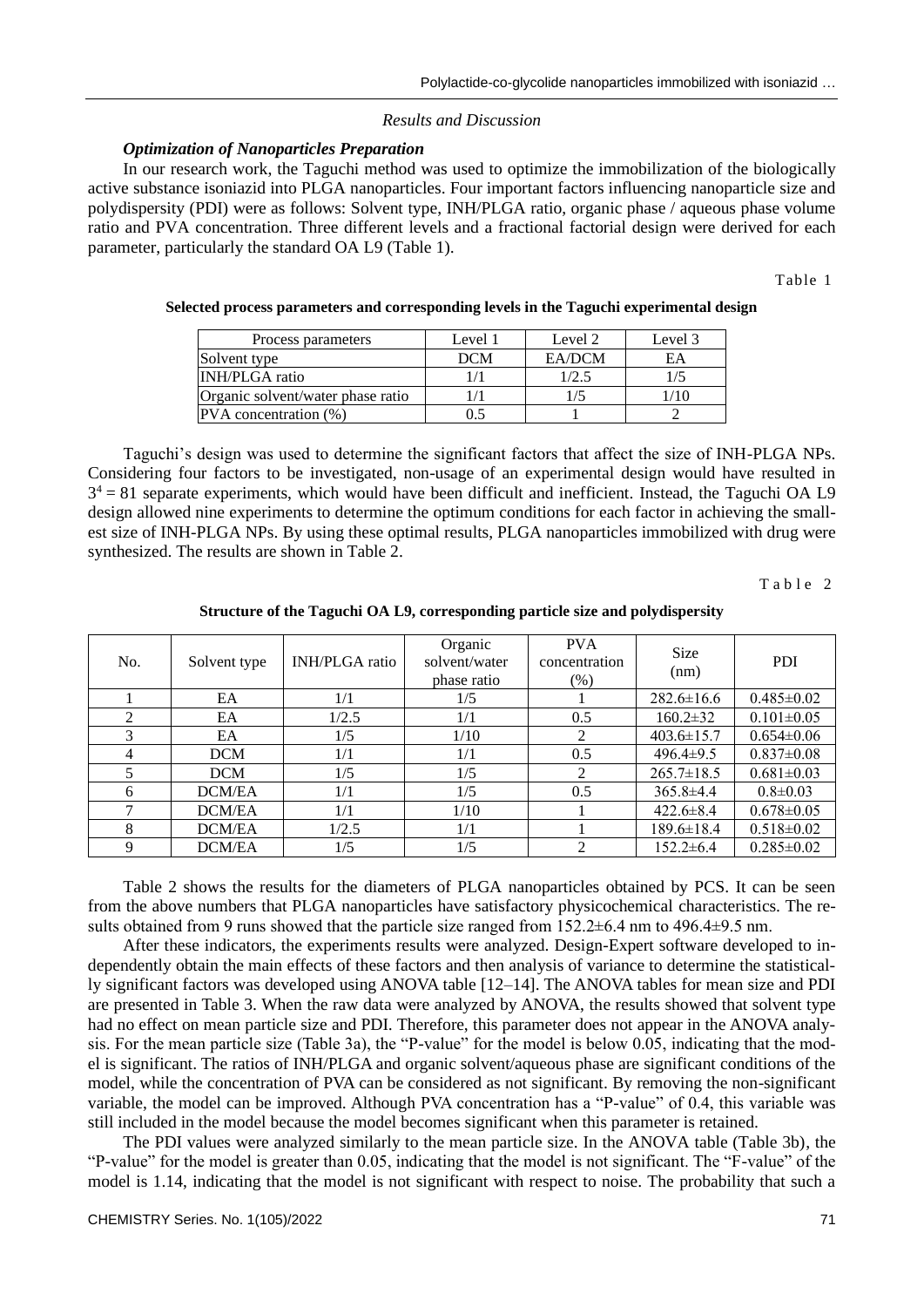*Results and Discussion*

### *Optimization of Nanoparticles Preparation*

In our research work, the Taguchi method was used to optimize the immobilization of the biologically active substance isoniazid into PLGA nanoparticles. Four important factors influencing nanoparticle size and polydispersity (PDI) were as follows: Solvent type, INH/PLGA ratio, organic phase / aqueous phase volume ratio and PVA concentration. Three different levels and a fractional factorial design were derived for each parameter, particularly the standard OA L9 (Table 1).

Table 1

**Selected process parameters and corresponding levels in the Taguchi experimental design**

| Process parameters | Level 1 | Level 2 | Level 3 |
|---|---|---|---|
| Solvent type | DCM | EA/DCM | EA |
| INH/PLGA ratio | 1/1 | 1/2.5 | 1/5 |
| Organic solvent/water phase ratio | 1/1 | 1/5 | 1/10 |
| PVA concentration (%) | 0.5 | 1 | 2 |

Taguchi's design was used to determine the significant factors that affect the size of INH-PLGA NPs. Considering four factors to be investigated, non-usage of an experimental design would have resulted in $3^4 = 81$ separate experiments, which would have been difficult and inefficient. Instead, the Taguchi OA L9 design allowed nine experiments to determine the optimum conditions for each factor in achieving the smallest size of INH-PLGA NPs. By using these optimal results, PLGA nanoparticles immobilized with drug were synthesized. The results are shown in Table 2.

Table 2

**Structure of the Taguchi OA L9, corresponding particle size and polydispersity**

| No. | Solvent type | INH/PLGA ratio | Organic solvent/water phase ratio | PVA concentration (%) | Size (nm) | PDI |
|---|---|---|---|---|---|---|
| 1 | EA | 1/1 | 1/5 | 1 | 282.6±16.6 | 0.485±0.02 |
| 2 | EA | 1/2.5 | 1/1 | 0.5 | 160.2±32 | 0.101±0.05 |
| 3 | EA | 1/5 | 1/10 | 2 | 403.6±15.7 | 0.654±0.06 |
| 4 | DCM | 1/1 | 1/1 | 0.5 | 496.4±9.5 | 0.837±0.08 |
| 5 | DCM | 1/5 | 1/5 | 2 | 265.7±18.5 | 0.681±0.03 |
| 6 | DCM/EA | 1/1 | 1/5 | 0.5 | 365.8±4.4 | 0.8±0.03 |
| 7 | DCM/EA | 1/1 | 1/10 | 1 | 422.6±8.4 | 0.678±0.05 |
| 8 | DCM/EA | 1/2.5 | 1/1 | 1 | 189.6±18.4 | 0.518±0.02 |
| 9 | DCM/EA | 1/5 | 1/5 | 2 | 152.2±6.4 | 0.285±0.02 |

Table 2 shows the results for the diameters of PLGA nanoparticles obtained by PCS. It can be seen from the above numbers that PLGA nanoparticles have satisfactory physicochemical characteristics. The results obtained from 9 runs showed that the particle size ranged from 152.2±6.4 nm to 496.4±9.5 nm.

After these indicators, the experiments results were analyzed. Design-Expert software developed to independently obtain the main effects of these factors and then analysis of variance to determine the statistically significant factors was developed using ANOVA table [12–14]. The ANOVA tables for mean size and PDI are presented in Table 3. When the raw data were analyzed by ANOVA, the results showed that solvent type had no effect on mean particle size and PDI. Therefore, this parameter does not appear in the ANOVA analysis. For the mean particle size (Table 3a), the "P-value" for the model is below 0.05, indicating that the model is significant. The ratios of INH/PLGA and organic solvent/aqueous phase are significant conditions of the model, while the concentration of PVA can be considered as not significant. By removing the non-significant variable, the model can be improved. Although PVA concentration has a "P-value" of 0.4, this variable was still included in the model because the model becomes significant when this parameter is retained.

The PDI values were analyzed similarly to the mean particle size. In the ANOVA table (Table 3b), the "P-value" for the model is greater than 0.05, indicating that the model is not significant. The "F-value" of the model is 1.14, indicating that the model is not significant with respect to noise. The probability that such a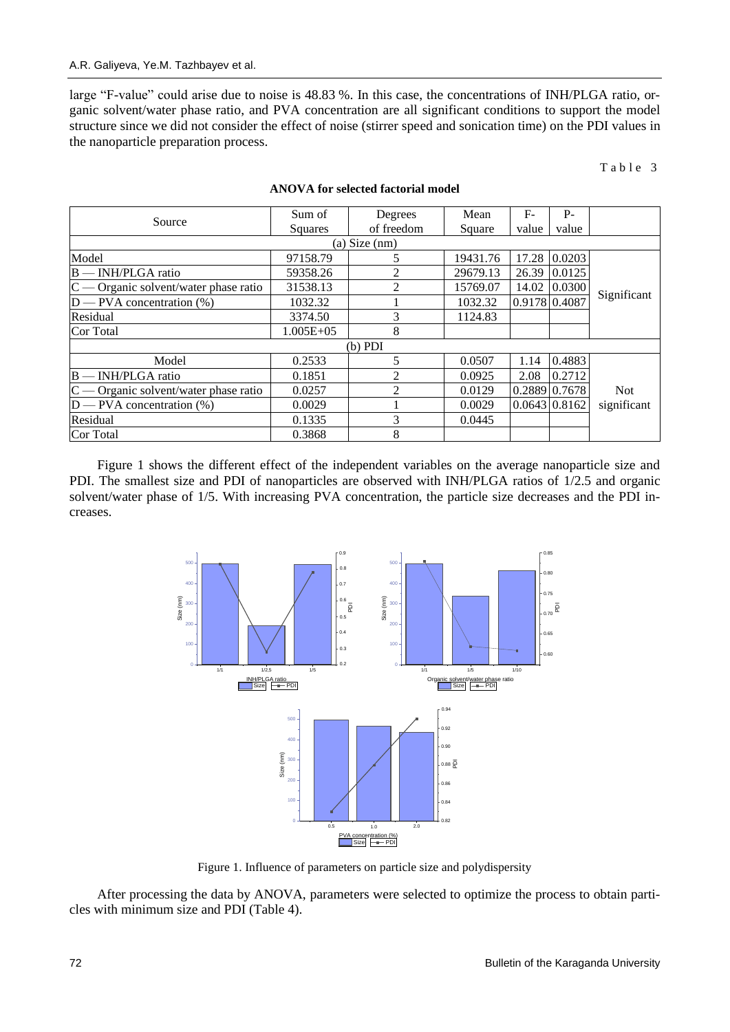large "F-value" could arise due to noise is 48.83 %. In this case, the concentrations of INH/PLGA ratio, organic solvent/water phase ratio, and PVA concentration are all significant conditions to support the model structure since we did not consider the effect of noise (stirrer speed and sonication time) on the PDI values in the nanoparticle preparation process.

Table 3

**ANOVA for selected factorial model**

| Source | Sum of Squares | Degrees of freedom | Mean Square | F-value | P-value | |
|---|---|---|---|---|---|---|
| (a) Size (nm) | | | | | | |
| Model | 97158.79 | 5 | 19431.76 | 17.28 | 0.0203 | Significant |
| B — INH/PLGA ratio | 59358.26 | 2 | 29679.13 | 26.39 | 0.0125 | |
| C — Organic solvent/water phase ratio | 31538.13 | 2 | 15769.07 | 14.02 | 0.0300 | |
| D — PVA concentration (%) | 1032.32 | 1 | 1032.32 | 0.9178 | 0.4087 | |
| Residual | 3374.50 | 3 | 1124.83 | | | |
| Cor Total | 1.005E+05 | 8 | | | | |
| (b) PDI | | | | | | |
| Model | 0.2533 | 5 | 0.0507 | 1.14 | 0.4883 | Not significant |
| B — INH/PLGA ratio | 0.1851 | 2 | 0.0925 | 2.08 | 0.2712 | |
| C — Organic solvent/water phase ratio | 0.0257 | 2 | 0.0129 | 0.2889 | 0.7678 | |
| D — PVA concentration (%) | 0.0029 | 1 | 0.0029 | 0.0643 | 0.8162 | |
| Residual | 0.1335 | 3 | 0.0445 | | | |
| Cor Total | 0.3868 | 8 | | | | |

Figure 1 shows the different effect of the independent variables on the average nanoparticle size and PDI. The smallest size and PDI of nanoparticles are observed with INH/PLGA ratios of 1/2.5 and organic solvent/water phase of 1/5. With increasing PVA concentration, the particle size decreases and the PDI increases.

Figure 1. Influence of parameters on particle size and polydispersity

After processing the data by ANOVA, parameters were selected to optimize the process to obtain particles with minimum size and PDI (Table 4).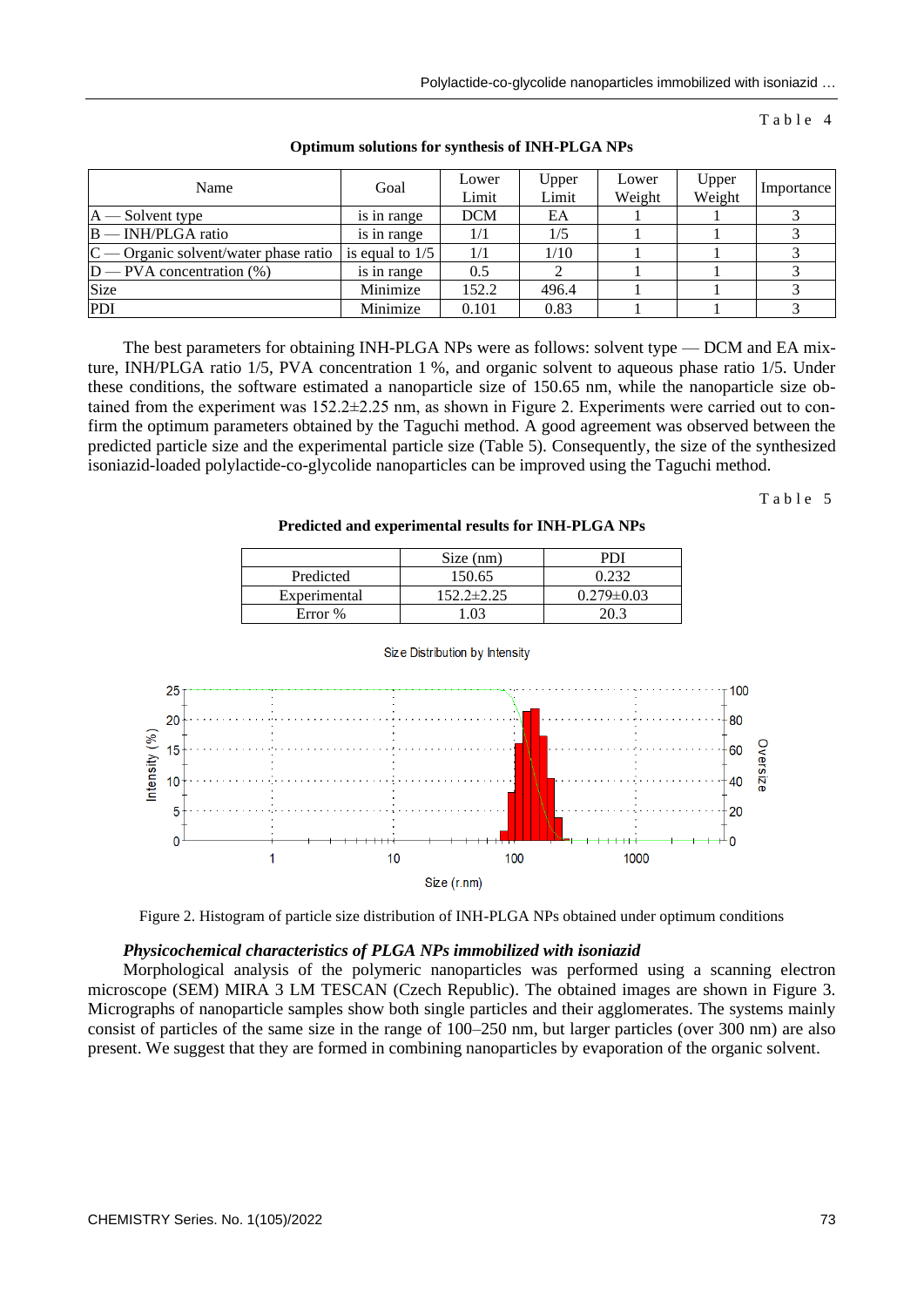Table 4

**Optimum solutions for synthesis of INH-PLGA NPs**

| Name | Goal | Lower Limit | Upper Limit | Lower Weight | Upper Weight | Importance |
|---|---|---|---|---|---|---|
| A — Solvent type | is in range | DCM | EA | 1 | 1 | 3 |
| B — INH/PLGA ratio | is in range | 1/1 | 1/5 | 1 | 1 | 3 |
| C — Organic solvent/water phase ratio | is equal to 1/5 | 1/1 | 1/10 | 1 | 1 | 3 |
| D — PVA concentration (%) | is in range | 0.5 | 2 | 1 | 1 | 3 |
| Size | Minimize | 152.2 | 496.4 | 1 | 1 | 3 |
| PDI | Minimize | 0.101 | 0.83 | 1 | 1 | 3 |

The best parameters for obtaining INH-PLGA NPs were as follows: solvent type — DCM and EA mixture, INH/PLGA ratio 1/5, PVA concentration 1 %, and organic solvent to aqueous phase ratio 1/5. Under these conditions, the software estimated a nanoparticle size of 150.65 nm, while the nanoparticle size obtained from the experiment was 152.2±2.25 nm, as shown in Figure 2. Experiments were carried out to confirm the optimum parameters obtained by the Taguchi method. A good agreement was observed between the predicted particle size and the experimental particle size (Table 5). Consequently, the size of the synthesized isoniazid-loaded polylactide-co-glycolide nanoparticles can be improved using the Taguchi method.

Table 5

**Predicted and experimental results for INH-PLGA NPs**

| | Size (nm) | PDI |
|---|---|---|
| Predicted | 150.65 | 0.232 |
| Experimental | 152.2±2.25 | 0.279±0.03 |
| Error % | 1.03 | 20.3 |

Figure 2. Histogram of particle size distribution of INH-PLGA NPs obtained under optimum conditions

***Physicochemical characteristics of PLGA NPs immobilized with isoniazid***

Morphological analysis of the polymeric nanoparticles was performed using a scanning electron microscope (SEM) MIRA 3 LM TESCAN (Czech Republic). The obtained images are shown in Figure 3. Micrographs of nanoparticle samples show both single particles and their agglomerates. The systems mainly consist of particles of the same size in the range of 100–250 nm, but larger particles (over 300 nm) are also present. We suggest that they are formed in combining nanoparticles by evaporation of the organic solvent.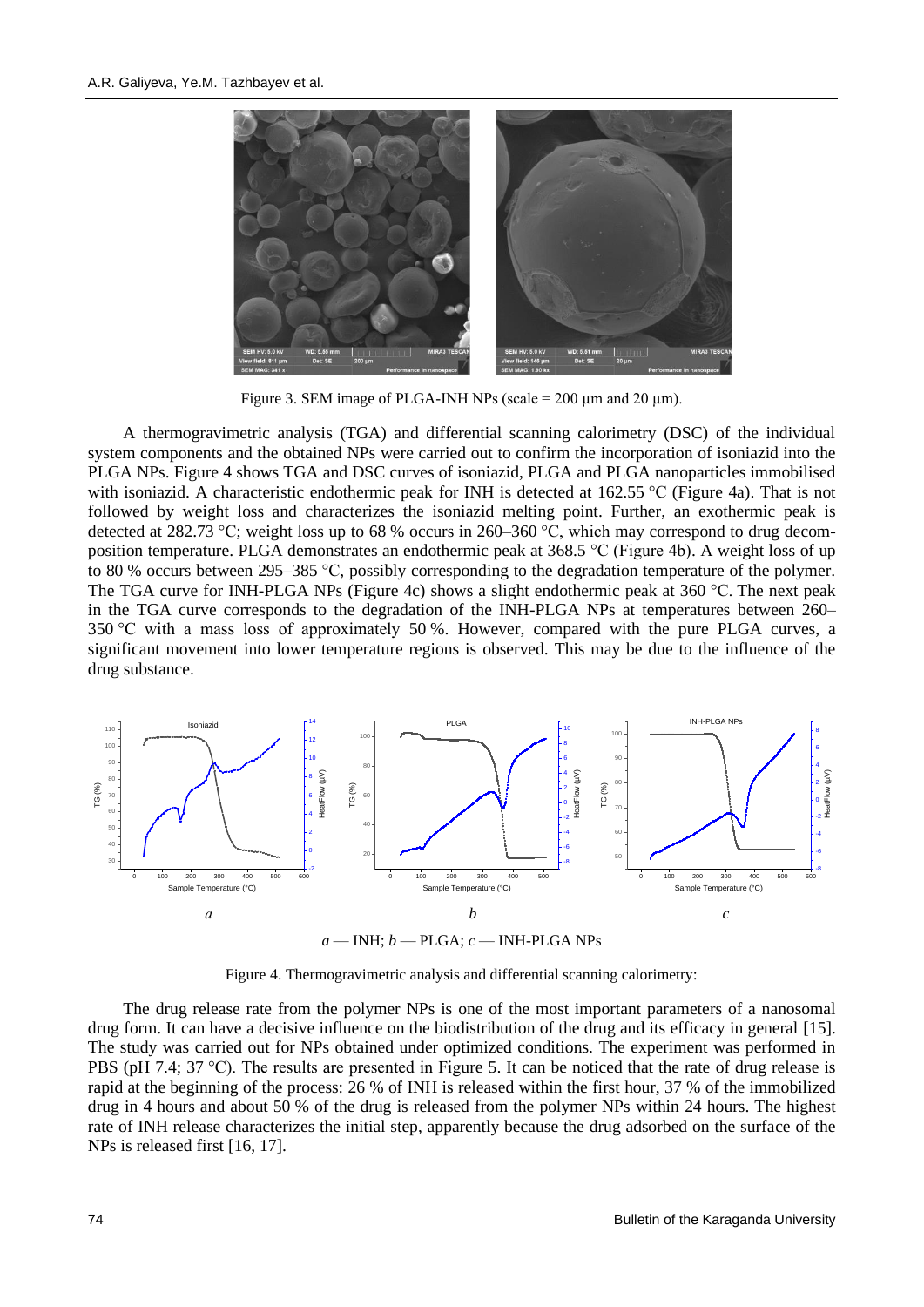Figure 3. SEM image of PLGA-INH NPs (scale = 200 μm and 20 μm).

A thermogravimetric analysis (TGA) and differential scanning calorimetry (DSC) of the individual system components and the obtained NPs were carried out to confirm the incorporation of isoniazid into the PLGA NPs. Figure 4 shows TGA and DSC curves of isoniazid, PLGA and PLGA nanoparticles immobilised with isoniazid. A characteristic endothermic peak for INH is detected at 162.55 °C (Figure 4a). That is not followed by weight loss and characterizes the isoniazid melting point. Further, an exothermic peak is detected at 282.73 °C; weight loss up to 68 % occurs in 260–360 °C, which may correspond to drug decomposition temperature. PLGA demonstrates an endothermic peak at 368.5 °C (Figure 4b). A weight loss of up to 80 % occurs between 295–385 °C, possibly corresponding to the degradation temperature of the polymer. The TGA curve for INH-PLGA NPs (Figure 4c) shows a slight endothermic peak at 360 °C. The next peak in the TGA curve corresponds to the degradation of the INH-PLGA NPs at temperatures between 260–350 °C with a mass loss of approximately 50 %. However, compared with the pure PLGA curves, a significant movement into lower temperature regions is observed. This may be due to the influence of the drug substance.

*a* — INH; *b* — PLGA; *c* — INH-PLGA NPs

Figure 4. Thermogravimetric analysis and differential scanning calorimetry:

The drug release rate from the polymer NPs is one of the most important parameters of a nanosomal drug form. It can have a decisive influence on the biodistribution of the drug and its efficacy in general [15]. The study was carried out for NPs obtained under optimized conditions. The experiment was performed in PBS (pH 7.4; 37 °C). The results are presented in Figure 5. It can be noticed that the rate of drug release is rapid at the beginning of the process: 26 % of INH is released within the first hour, 37 % of the immobilized drug in 4 hours and about 50 % of the drug is released from the polymer NPs within 24 hours. The highest rate of INH release characterizes the initial step, apparently because the drug adsorbed on the surface of the NPs is released first [16, 17].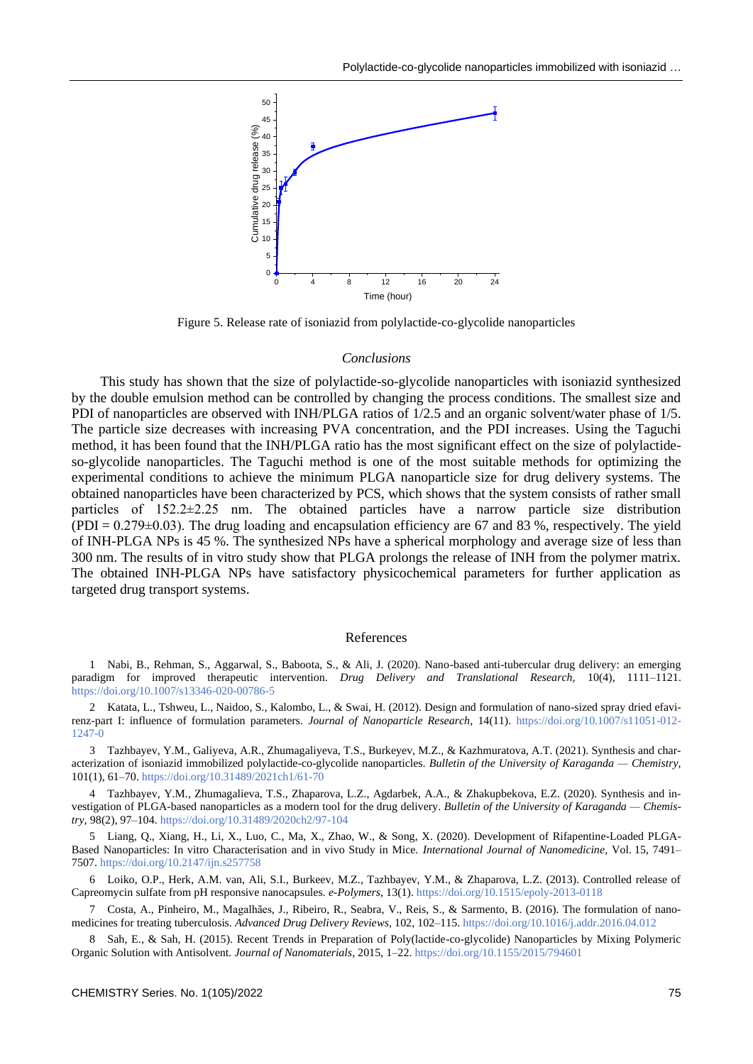Figure 5. Release rate of isoniazid from polylactide-co-glycolide nanoparticles

## *Conclusions*

This study has shown that the size of polylactide-so-glycolide nanoparticles with isoniazid synthesized by the double emulsion method can be controlled by changing the process conditions. The smallest size and PDI of nanoparticles are observed with INH/PLGA ratios of 1/2.5 and an organic solvent/water phase of 1/5. The particle size decreases with increasing PVA concentration, and the PDI increases. Using the Taguchi method, it has been found that the INH/PLGA ratio has the most significant effect on the size of polylactide-so-glycolide nanoparticles. The Taguchi method is one of the most suitable methods for optimizing the experimental conditions to achieve the minimum PLGA nanoparticle size for drug delivery systems. The obtained nanoparticles have been characterized by PCS, which shows that the system consists of rather small particles of 152.2±2.25 nm. The obtained particles have a narrow particle size distribution (PDI = 0.279±0.03). The drug loading and encapsulation efficiency are 67 and 83 %, respectively. The yield of INH-PLGA NPs is 45 %. The synthesized NPs have a spherical morphology and average size of less than 300 nm. The results of in vitro study show that PLGA prolongs the release of INH from the polymer matrix. The obtained INH-PLGA NPs have satisfactory physicochemical parameters for further application as targeted drug transport systems.

## References

1 Nabi, B., Rehman, S., Aggarwal, S., Baboota, S., & Ali, J. (2020). Nano-based anti-tubercular drug delivery: an emerging paradigm for improved therapeutic intervention. *Drug Delivery and Translational Research*, 10(4), 1111–1121. https://doi.org/10.1007/s13346-020-00786-5

2 Katata, L., Tshweu, L., Naidoo, S., Kalombo, L., & Swai, H. (2012). Design and formulation of nano-sized spray dried efavirenz-part I: influence of formulation parameters. *Journal of Nanoparticle Research*, 14(11). https://doi.org/10.1007/s11051-012-1247-0

3 Tazhbayev, Y.M., Galiyeva, A.R., Zhumagaliyeva, T.S., Burkeyev, M.Z., & Kazhmuratova, A.T. (2021). Synthesis and characterization of isoniazid immobilized polylactide-co-glycolide nanoparticles. *Bulletin of the University of Karaganda — Chemistry*, 101(1), 61–70. https://doi.org/10.31489/2021ch1/61-70

4 Tazhbayev, Y.M., Zhumagalieva, T.S., Zhaparova, L.Z., Agdarbek, A.A., & Zhakupbekova, E.Z. (2020). Synthesis and investigation of PLGA-based nanoparticles as a modern tool for the drug delivery. *Bulletin of the University of Karaganda — Chemistry*, 98(2), 97–104. https://doi.org/10.31489/2020ch2/97-104

5 Liang, Q., Xiang, H., Li, X., Luo, C., Ma, X., Zhao, W., & Song, X. (2020). Development of Rifapentine-Loaded PLGA-Based Nanoparticles: In vitro Characterisation and in vivo Study in Mice. *International Journal of Nanomedicine*, Vol. 15, 7491–7507. https://doi.org/10.2147/ijn.s257758

6 Loiko, O.P., Herk, A.M. van, Ali, S.I., Burkeev, M.Z., Tazhbayev, Y.M., & Zhaparova, L.Z. (2013). Controlled release of Capreomycin sulfate from pH responsive nanocapsules. *e-Polymers*, 13(1). https://doi.org/10.1515/epoly-2013-0118

7 Costa, A., Pinheiro, M., Magalhães, J., Ribeiro, R., Seabra, V., Reis, S., & Sarmento, B. (2016). The formulation of nanomedicines for treating tuberculosis. *Advanced Drug Delivery Reviews*, 102, 102–115. https://doi.org/10.1016/j.addr.2016.04.012

8 Sah, E., & Sah, H. (2015). Recent Trends in Preparation of Poly(lactide-co-glycolide) Nanoparticles by Mixing Polymeric Organic Solution with Antisolvent. *Journal of Nanomaterials*, 2015, 1–22. https://doi.org/10.1155/2015/794601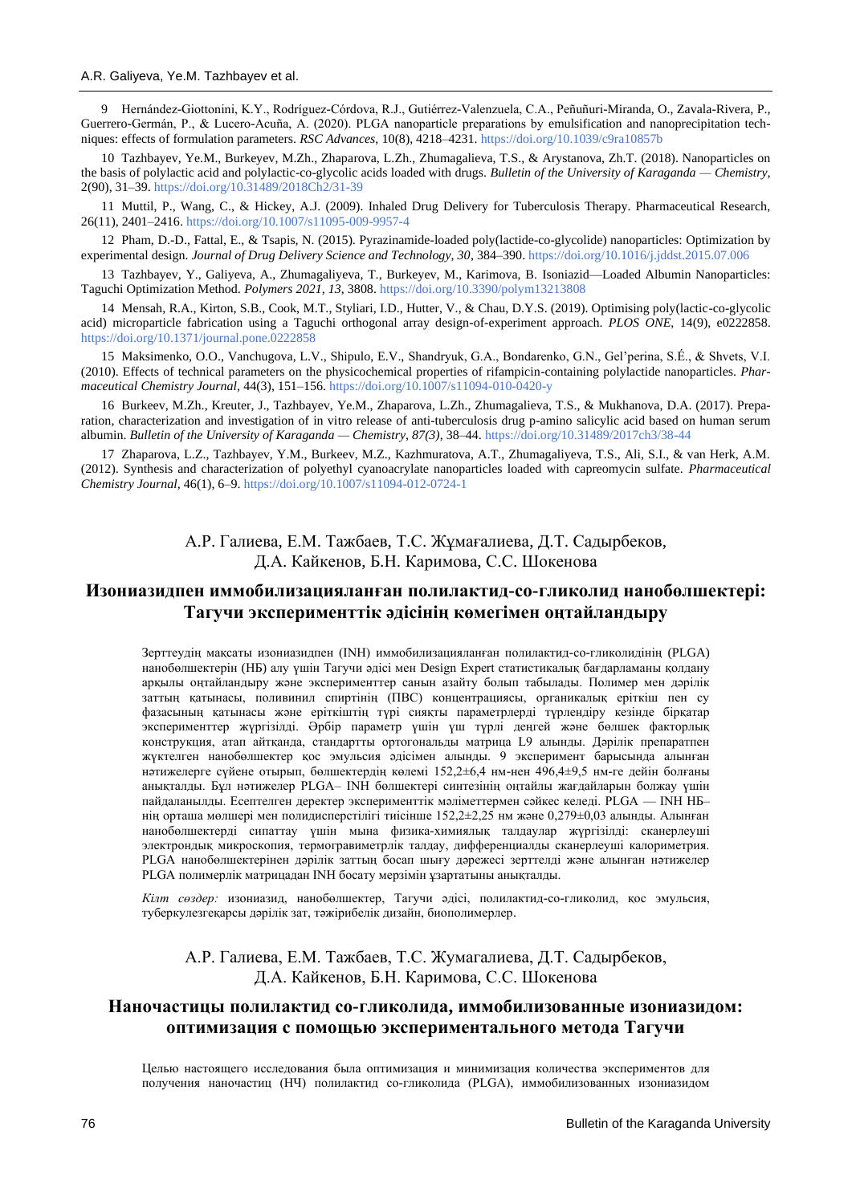9 Hernández-Giottonini, K.Y., Rodríguez-Córdova, R.J., Gutiérrez-Valenzuela, C.A., Peñuñuri-Miranda, O., Zavala-Rivera, P., Guerrero-Germán, P., & Lucero-Acuña, A. (2020). PLGA nanoparticle preparations by emulsification and nanoprecipitation techniques: effects of formulation parameters. *RSC Advances*, 10(8), 4218–4231. https://doi.org/10.1039/c9ra10857b

10 Tazhbayev, Ye.M., Burkeyev, M.Zh., Zhaparova, L.Zh., Zhumagalieva, T.S., & Arystanova, Zh.T. (2018). Nanoparticles on the basis of polylactic acid and polylactic-co-glycolic acids loaded with drugs. *Bulletin of the University of Karaganda — Chemistry*, 2(90), 31–39. https://doi.org/10.31489/2018Ch2/31-39

11 Muttil, P., Wang, C., & Hickey, A.J. (2009). Inhaled Drug Delivery for Tuberculosis Therapy. Pharmaceutical Research, 26(11), 2401–2416. https://doi.org/10.1007/s11095-009-9957-4

12 Pham, D.-D., Fattal, E., & Tsapis, N. (2015). Pyrazinamide-loaded poly(lactide-co-glycolide) nanoparticles: Optimization by experimental design. *Journal of Drug Delivery Science and Technology, 30*, 384–390. https://doi.org/10.1016/j.jddst.2015.07.006

13 Tazhbayev, Y., Galiyeva, A., Zhumagaliyeva, T., Burkeyev, M., Karimova, B. Isoniazid—Loaded Albumin Nanoparticles: Taguchi Optimization Method. *Polymers 2021, 13*, 3808. https://doi.org/10.3390/polym13213808

14 Mensah, R.A., Kirton, S.B., Cook, M.T., Styliari, I.D., Hutter, V., & Chau, D.Y.S. (2019). Optimising poly(lactic-co-glycolic acid) microparticle fabrication using a Taguchi orthogonal array design-of-experiment approach. *PLOS ONE*, 14(9), e0222858. https://doi.org/10.1371/journal.pone.0222858

15 Maksimenko, O.O., Vanchugova, L.V., Shipulo, E.V., Shandryuk, G.A., Bondarenko, G.N., Gel'perina, S.É., & Shvets, V.I. (2010). Effects of technical parameters on the physicochemical properties of rifampicin-containing polylactide nanoparticles. *Pharmaceutical Chemistry Journal*, 44(3), 151–156. https://doi.org/10.1007/s11094-010-0420-y

16 Burkeev, M.Zh., Kreuter, J., Tazhbayev, Ye.M., Zhaparova, L.Zh., Zhumagalieva, T.S., & Mukhanova, D.A. (2017). Preparation, characterization and investigation of in vitro release of anti-tuberculosis drug p-amino salicylic acid based on human serum albumin. *Bulletin of the University of Karaganda — Chemistry*, *87(3)*, 38–44. https://doi.org/10.31489/2017ch3/38-44

17 Zhaparova, L.Z., Tazhbayev, Y.M., Burkeev, M.Z., Kazhmuratova, A.T., Zhumagaliyeva, T.S., Ali, S.I., & van Herk, A.M. (2012). Synthesis and characterization of polyethyl cyanoacrylate nanoparticles loaded with capreomycin sulfate. *Pharmaceutical Chemistry Journal*, 46(1), 6–9. https://doi.org/10.1007/s11094-012-0724-1

А.Р. Галиева, Е.М. Тажбаев, Т.С. Жұмағалиева, Д.Т. Садырбеков, Д.А. Кайкенов, Б.Н. Каримова, С.С. Шокенова

## Изониазидпен иммобилизацияланған полилактид-со-гликолид нанобөлшектері: Тагучи эксперименттік әдісінің көмегімен оңтайландыру

Зерттеудің мақсаты изониазидпен (INH) иммобилизацияланған полилактид-со-гликолидінің (PLGA) нанобөлшектерін (НБ) алу үшін Тагучи әдісі мен Design Expert статистикалық бағдарламаны қолдану арқылы оңтайландыру және эксперименттер санын азайту болып табылады. Полимер мен дәрілік заттың қатынасы, поливинил спиртінің (ПВС) концентрациясы, органикалық ерітінді пен су фазасының қатынасы және еріткіштің түрі сияқты параметрлерді түрлендіру кезінде бірқатар эксперименттер жүргізілді. Әрбір параметр үшін үш түрлі деңгей және бөлшек факторлық конструкция, атап айтқанда, стандартты ортогональды матрица L9 алынды. Дәрілік препаратпен жүктелген нанобөлшектер қос эмульсия әдісімен алынды. 9 эксперимент барысында алынған нәтижелерге сүйене отырып, бөлшектердің көлемі 152,2±6,4 нм-нен 496,4±9,5 нм-ге дейін болғаны анықталды. Бұл нәтижелер PLGA– INH бөлшектері синтезінің оңтайлы жағдайларын болжау үшін пайдаланылды. Есептелген деректер эксперименттік мәліметтермен сәйкес келеді. PLGA — INH НБ–нің орташа мөлшері мен полидисперстілігі тиісінше 152,2±2,25 нм және 0,279±0,03 алынды. Алынған нанобөлшектерді сипаттау үшін мына физика-химиялық талдаулар жүргізілді: сканерлеуші электрондық микроскопия, термогравиметрлік талдау, дифференциалды сканерлеуші калориметрия. PLGA нанобөлшектерінен дәрілік заттың босап шығу дәрежесі зерттелді және алынған нәтижелер PLGA полимерлік матрицадан INH босату мерзімін ұзартатыны анықталды.

*Кілт сөздер:* изониазид, нанобөлшектер, Тагучи әдісі, полилактид-со-гликолид, қос эмульсия, туберкулезгеқарсы дәрілік зат, тәжірибелік дизайн, биополимерлер.

А.Р. Галиева, Е.М. Тажбаев, Т.С. Жумагалиева, Д.Т. Садырбеков, Д.А. Кайкенов, Б.Н. Каримова, С.С. Шокенова

## Наночастицы полилактид со-гликолида, иммобилизованные изониазидом: оптимизация с помощью экспериментального метода Тагучи

Целью настоящего исследования была оптимизация и минимизация количества экспериментов для получения наночастиц (НЧ) полилактид со-гликолида (PLGA), иммобилизованных изониазидом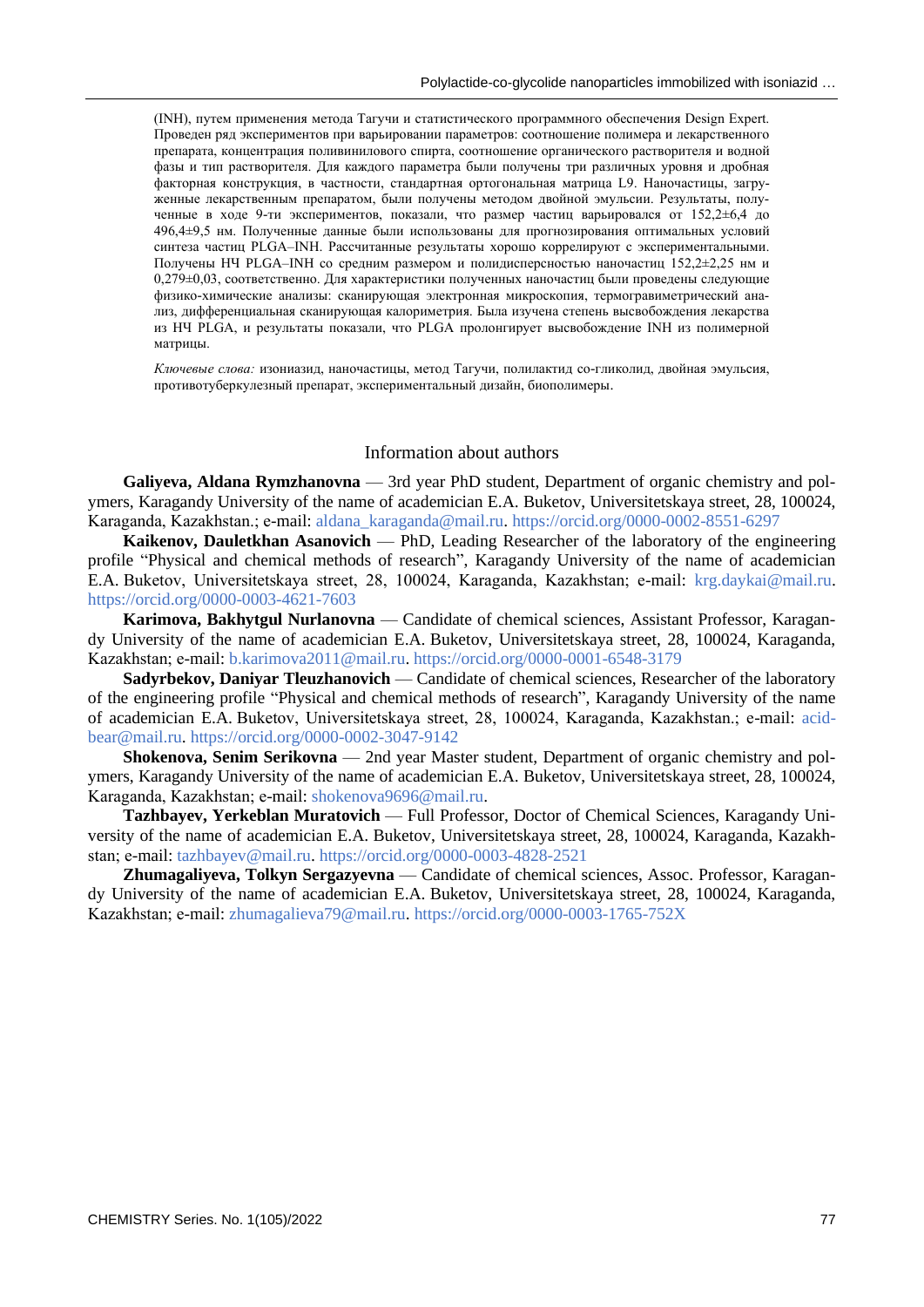(INH), путем применения метода Тагучи и статистического программного обеспечения Design Expert. Проведен ряд экспериментов при варьировании параметров: соотношение полимера и лекарственного препарата, концентрация поливинилового спирта, соотношение органического растворителя и водной фазы и тип растворителя. Для каждого параметра были получены три различных уровня и дробная факторная конструкция, в частности, стандартная ортогональная матрица L9. Наночастицы, загруженные лекарственным препаратом, были получены методом двойной эмульсии. Результаты, полученные в ходе 9-ти экспериментов, показали, что размер частиц варьировался от 152,2±6,4 до 496,4±9,5 нм. Полученные данные были использованы для прогнозирования оптимальных условий синтеза частиц PLGA–INH. Рассчитанные результаты хорошо коррелируют с экспериментальными. Получены НЧ PLGA–INH со средним размером и полидисперсностью наночастиц 152,2±2,25 нм и 0,279±0,03, соответственно. Для характеристики полученных наночастиц были проведены следующие физико-химические анализы: сканирующая электронная микроскопия, термогравиметрический анализ, дифференциальная сканирующая калориметрия. Была изучена степень высвобождения лекарства из НЧ PLGA, и результаты показали, что PLGA пролонгирует высвобождение INH из полимерной матрицы.

*Ключевые слова:* изониазид, наночастицы, метод Тагучи, полилактид со-гликолид, двойная эмульсия, противотуберкулезный препарат, экспериментальный дизайн, биополимеры.

## Information about authors

**Galiyeva, Aldana Rymzhanovna** — 3rd year PhD student, Department of organic chemistry and polymers, Karagandy University of the name of academician E.A. Buketov, Universitetskaya street, 28, 100024, Karaganda, Kazakhstan.; e-mail: aldana_karaganda@mail.ru. https://orcid.org/0000-0002-8551-6297

**Kaikenov, Dauletkhan Asanovich** — PhD, Leading Researcher of the laboratory of the engineering profile "Physical and chemical methods of research", Karagandy University of the name of academician E.A. Buketov, Universitetskaya street, 28, 100024, Karaganda, Kazakhstan; e-mail: krg.daykai@mail.ru. https://orcid.org/0000-0003-4621-7603

**Karimova, Bakhytgul Nurlanovna** — Candidate of chemical sciences, Assistant Professor, Karagandy University of the name of academician E.A. Buketov, Universitetskaya street, 28, 100024, Karaganda, Kazakhstan; e-mail: b.karimova2011@mail.ru. https://orcid.org/0000-0001-6548-3179

**Sadyrbekov, Daniyar Tleuzhanovich** — Candidate of chemical sciences, Researcher of the laboratory of the engineering profile "Physical and chemical methods of research", Karagandy University of the name of academician E.A. Buketov, Universitetskaya street, 28, 100024, Karaganda, Kazakhstan.; e-mail: acidbear@mail.ru. https://orcid.org/0000-0002-3047-9142

**Shokenova, Senim Serikovna** — 2nd year Master student, Department of organic chemistry and polymers, Karagandy University of the name of academician E.A. Buketov, Universitetskaya street, 28, 100024, Karaganda, Kazakhstan; e-mail: shokenova9696@mail.ru.

**Tazhbayev, Yerkeblan Muratovich** — Full Professor, Doctor of Chemical Sciences, Karagandy University of the name of academician E.A. Buketov, Universitetskaya street, 28, 100024, Karaganda, Kazakhstan; e-mail: tazhbayev@mail.ru. https://orcid.org/0000-0003-4828-2521

**Zhumagaliyeva, Tolkyn Sergazyevna** — Candidate of chemical sciences, Assoc. Professor, Karagandy University of the name of academician E.A. Buketov, Universitetskaya street, 28, 100024, Karaganda, Kazakhstan; e-mail: zhumagalieva79@mail.ru. https://orcid.org/0000-0003-1765-752X